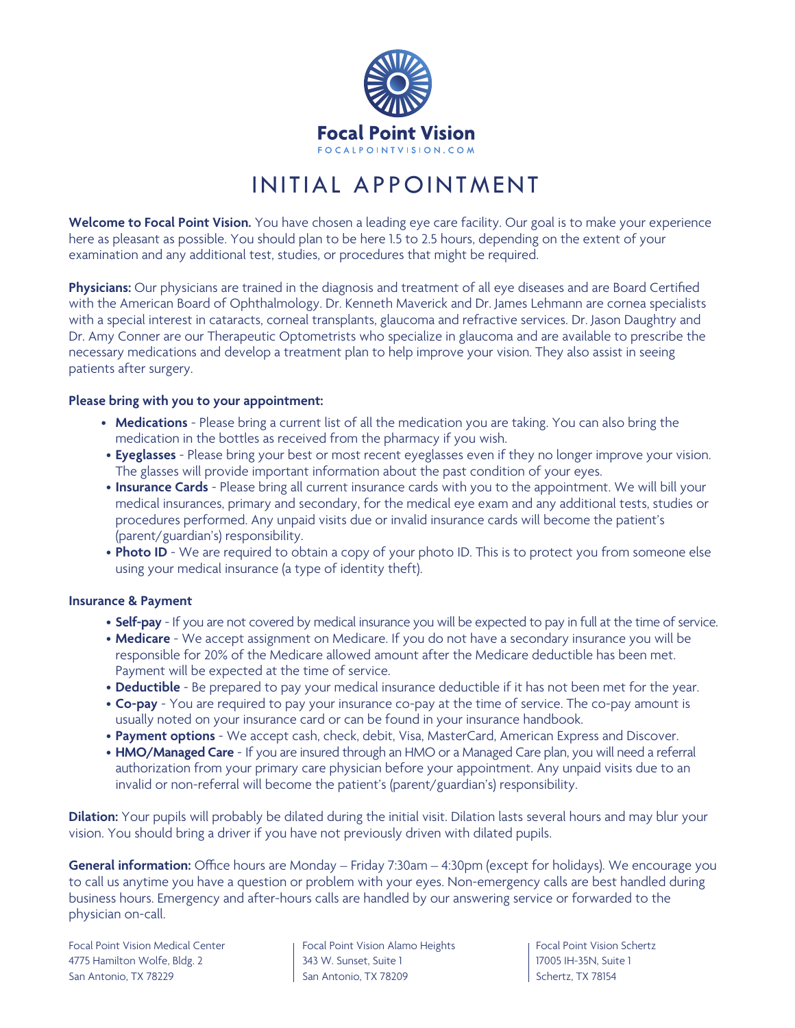**Focal Point Vision**

FOCALPOINTVISION.COM

# INITIAL APPOINTMENT

**Welcome to Focal Point Vision.** You have chosen a leading eye care facility. Our goal is to make your experience here as pleasant as possible. You should plan to be here 1.5 to 2.5 hours, depending on the extent of your examination and any additional test, studies, or procedures that might be required.

**Physicians:** Our physicians are trained in the diagnosis and treatment of all eye diseases and are Board Certified with the American Board of Ophthalmology. Dr. Kenneth Maverick and Dr. James Lehmann are cornea specialists with a special interest in cataracts, corneal transplants, glaucoma and refractive services. Dr. Jason Daughtry and Dr. Amy Conner are our Therapeutic Optometrists who specialize in glaucoma and are available to prescribe the necessary medications and develop a treatment plan to help improve your vision. They also assist in seeing patients after surgery.

**Please bring with you to your appointment:**

- **Medications** - Please bring a current list of all the medication you are taking. You can also bring the medication in the bottles as received from the pharmacy if you wish.
- **Eyeglasses** - Please bring your best or most recent eyeglasses even if they no longer improve your vision. The glasses will provide important information about the past condition of your eyes.
- **Insurance Cards** - Please bring all current insurance cards with you to the appointment. We will bill your medical insurances, primary and secondary, for the medical eye exam and any additional tests, studies or procedures performed. Any unpaid visits due or invalid insurance cards will become the patient's (parent/guardian's) responsibility.
- **Photo ID** - We are required to obtain a copy of your photo ID. This is to protect you from someone else using your medical insurance (a type of identity theft).

**Insurance & Payment**

- **Self-pay** - If you are not covered by medical insurance you will be expected to pay in full at the time of service.
- **Medicare** - We accept assignment on Medicare. If you do not have a secondary insurance you will be responsible for 20% of the Medicare allowed amount after the Medicare deductible has been met. Payment will be expected at the time of service.
- **Deductible** - Be prepared to pay your medical insurance deductible if it has not been met for the year.
- **Co-pay** - You are required to pay your insurance co-pay at the time of service. The co-pay amount is usually noted on your insurance card or can be found in your insurance handbook.
- **Payment options** - We accept cash, check, debit, Visa, MasterCard, American Express and Discover.
- **HMO/Managed Care** - If you are insured through an HMO or a Managed Care plan, you will need a referral authorization from your primary care physician before your appointment. Any unpaid visits due to an invalid or non-referral will become the patient's (parent/guardian's) responsibility.

**Dilation:** Your pupils will probably be dilated during the initial visit. Dilation lasts several hours and may blur your vision. You should bring a driver if you have not previously driven with dilated pupils.

**General information:** Office hours are Monday – Friday 7:30am – 4:30pm (except for holidays). We encourage you to call us anytime you have a question or problem with your eyes. Non-emergency calls are best handled during business hours. Emergency and after-hours calls are handled by our answering service or forwarded to the physician on-call.

Focal Point Vision Medical Center
4775 Hamilton Wolfe, Bldg. 2
San Antonio, TX 78229

Focal Point Vision Alamo Heights
343 W. Sunset, Suite 1
San Antonio, TX 78209

Focal Point Vision Schertz
17005 IH-35N, Suite 1
Schertz, TX 78154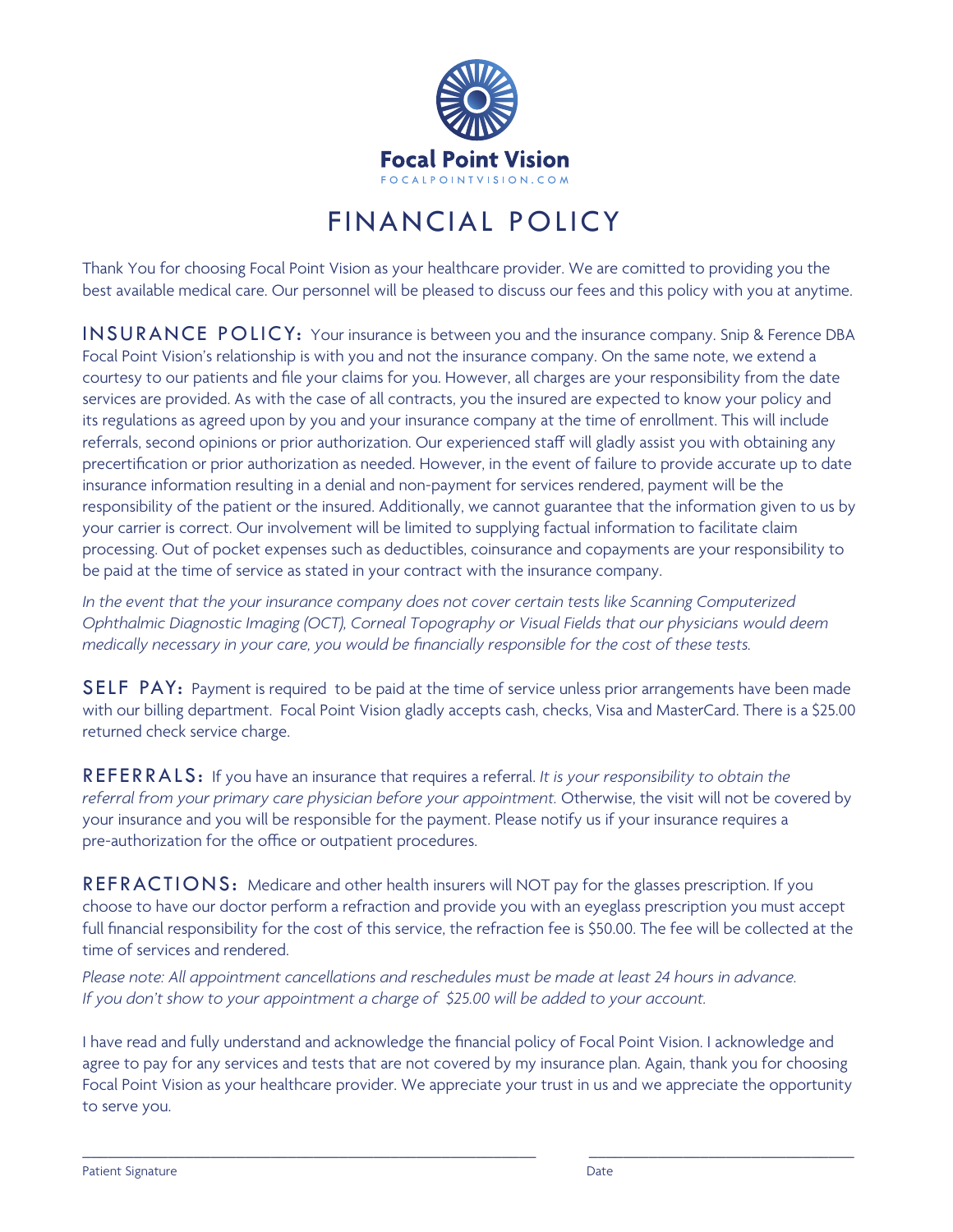**Focal Point Vision**
FOCALPOINTVISION.COM

# FINANCIAL POLICY

Thank You for choosing Focal Point Vision as your healthcare provider. We are comitted to providing you the best available medical care. Our personnel will be pleased to discuss our fees and this policy with you at anytime.

**INSURANCE POLICY:** Your insurance is between you and the insurance company. Snip & Ference DBA Focal Point Vision's relationship is with you and not the insurance company. On the same note, we extend a courtesy to our patients and file your claims for you. However, all charges are your responsibility from the date services are provided. As with the case of all contracts, you the insured are expected to know your policy and its regulations as agreed upon by you and your insurance company at the time of enrollment. This will include referrals, second opinions or prior authorization. Our experienced staff will gladly assist you with obtaining any precertification or prior authorization as needed. However, in the event of failure to provide accurate up to date insurance information resulting in a denial and non-payment for services rendered, payment will be the responsibility of the patient or the insured. Additionally, we cannot guarantee that the information given to us by your carrier is correct. Our involvement will be limited to supplying factual information to facilitate claim processing. Out of pocket expenses such as deductibles, coinsurance and copayments are your responsibility to be paid at the time of service as stated in your contract with the insurance company.

*In the event that the your insurance company does not cover certain tests like Scanning Computerized Ophthalmic Diagnostic Imaging (OCT), Corneal Topography or Visual Fields that our physicians would deem medically necessary in your care, you would be financially responsible for the cost of these tests.*

**SELF PAY:** Payment is required to be paid at the time of service unless prior arrangements have been made with our billing department. Focal Point Vision gladly accepts cash, checks, Visa and MasterCard. There is a $25.00 returned check service charge.

**REFERRALS:** If you have an insurance that requires a referral. *It is your responsibility to obtain the referral from your primary care physician before your appointment.* Otherwise, the visit will not be covered by your insurance and you will be responsible for the payment. Please notify us if your insurance requires a pre-authorization for the office or outpatient procedures.

**REFRACTIONS:** Medicare and other health insurers will NOT pay for the glasses prescription. If you choose to have our doctor perform a refraction and provide you with an eyeglass prescription you must accept full financial responsibility for the cost of this service, the refraction fee is $50.00. The fee will be collected at the time of services and rendered.

*Please note: All appointment cancellations and reschedules must be made at least 24 hours in advance.*
*If you don't show to your appointment a charge of $25.00 will be added to your account.*

I have read and fully understand and acknowledge the financial policy of Focal Point Vision. I acknowledge and agree to pay for any services and tests that are not covered by my insurance plan. Again, thank you for choosing Focal Point Vision as your healthcare provider. We appreciate your trust in us and we appreciate the opportunity to serve you.

\_\_\_\_\_\_\_\_\_\_\_\_\_\_\_\_\_\_\_\_\_\_\_\_\_\_\_\_\_\_\_\_\_\_\_\_\_\_\_\_ \_\_\_\_\_\_\_\_\_\_\_\_\_\_\_\_\_\_\_\_\_\_\_\_\_\_

Patient Signature Date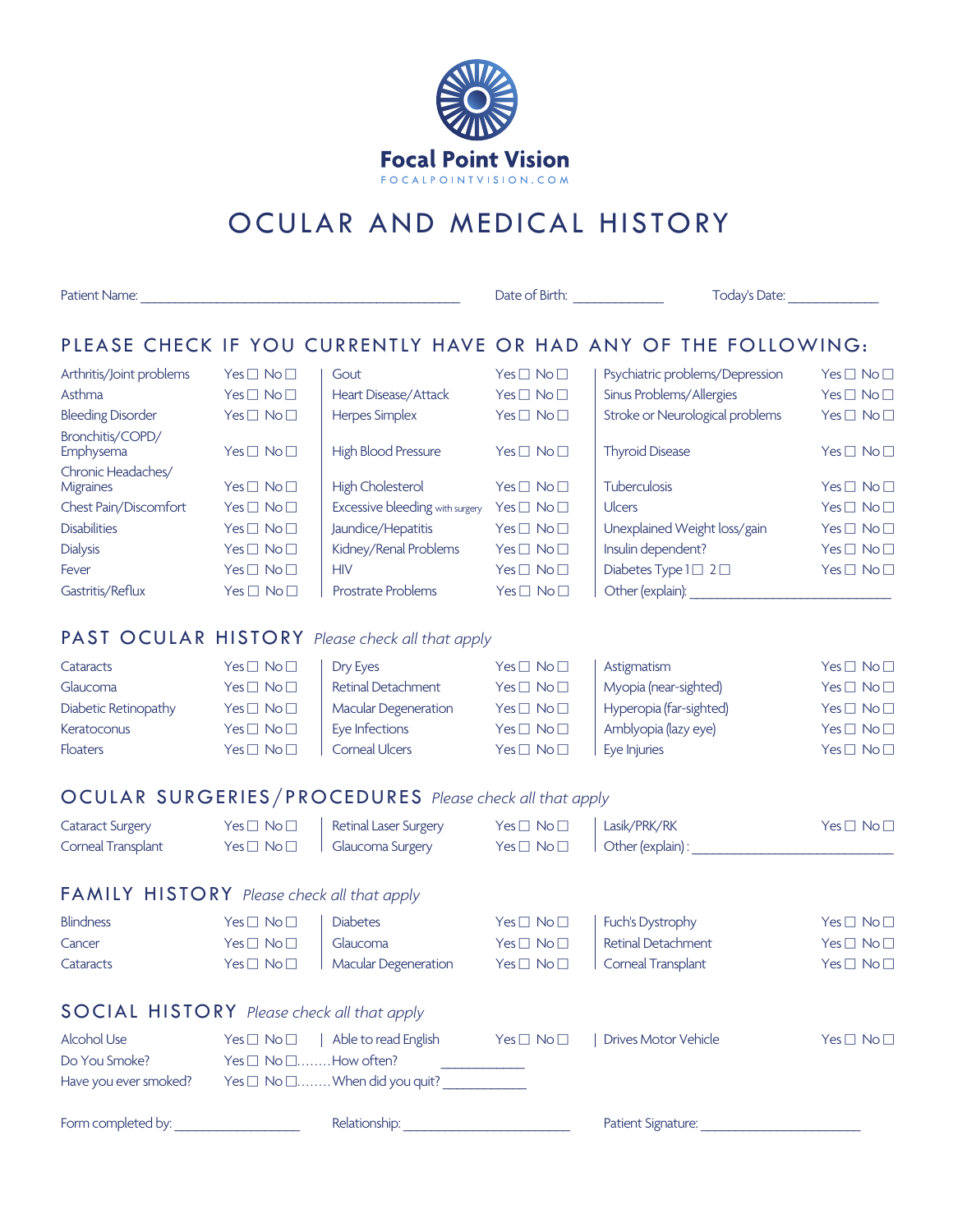**Focal Point Vision**

FOCALPOINTVISION.COM

# OCULAR AND MEDICAL HISTORY

Patient Name: ______________________________ Date of Birth: ____________ Today's Date: ____________

## PLEASE CHECK IF YOU CURRENTLY HAVE OR HAD ANY OF THE FOLLOWING:

| Condition | | Condition | | Condition | |
|---|---|---|---|---|---|
| Arthritis/Joint problems | Yes ☐ No ☐ | Gout | Yes ☐ No ☐ | Psychiatric problems/Depression | Yes ☐ No ☐ |
| Asthma | Yes ☐ No ☐ | Heart Disease/Attack | Yes ☐ No ☐ | Sinus Problems/Allergies | Yes ☐ No ☐ |
| Bleeding Disorder | Yes ☐ No ☐ | Herpes Simplex | Yes ☐ No ☐ | Stroke or Neurological problems | Yes ☐ No ☐ |
| Bronchitis/COPD/ Emphysema | Yes ☐ No ☐ | High Blood Pressure | Yes ☐ No ☐ | Thyroid Disease | Yes ☐ No ☐ |
| Chronic Headaches/ Migraines | Yes ☐ No ☐ | High Cholesterol | Yes ☐ No ☐ | Tuberculosis | Yes ☐ No ☐ |
| Chest Pain/Discomfort | Yes ☐ No ☐ | Excessive bleeding with surgery | Yes ☐ No ☐ | Ulcers | Yes ☐ No ☐ |
| Disabilities | Yes ☐ No ☐ | Jaundice/Hepatitis | Yes ☐ No ☐ | Unexplained Weight loss/gain | Yes ☐ No ☐ |
| Dialysis | Yes ☐ No ☐ | Kidney/Renal Problems | Yes ☐ No ☐ | Insulin dependent? | Yes ☐ No ☐ |
| Fever | Yes ☐ No ☐ | HIV | Yes ☐ No ☐ | Diabetes Type 1 ☐ 2 ☐ | Yes ☐ No ☐ |
| Gastritis/Reflux | Yes ☐ No ☐ | Prostrate Problems | Yes ☐ No ☐ | Other (explain): ____________________ | |

## PAST OCULAR HISTORY *Please check all that apply*

| Condition | | Condition | | Condition | |
|---|---|---|---|---|---|
| Cataracts | Yes ☐ No ☐ | Dry Eyes | Yes ☐ No ☐ | Astigmatism | Yes ☐ No ☐ |
| Glaucoma | Yes ☐ No ☐ | Retinal Detachment | Yes ☐ No ☐ | Myopia (near-sighted) | Yes ☐ No ☐ |
| Diabetic Retinopathy | Yes ☐ No ☐ | Macular Degeneration | Yes ☐ No ☐ | Hyperopia (far-sighted) | Yes ☐ No ☐ |
| Keratoconus | Yes ☐ No ☐ | Eye Infections | Yes ☐ No ☐ | Amblyopia (lazy eye) | Yes ☐ No ☐ |
| Floaters | Yes ☐ No ☐ | Corneal Ulcers | Yes ☐ No ☐ | Eye Injuries | Yes ☐ No ☐ |

## OCULAR SURGERIES/PROCEDURES *Please check all that apply*

| Procedure | | Procedure | | Procedure | |
|---|---|---|---|---|---|
| Cataract Surgery | Yes ☐ No ☐ | Retinal Laser Surgery | Yes ☐ No ☐ | Lasik/PRK/RK | Yes ☐ No ☐ |
| Corneal Transplant | Yes ☐ No ☐ | Glaucoma Surgery | Yes ☐ No ☐ | Other (explain) : ____________________ | |

## FAMILY HISTORY *Please check all that apply*

| Condition | | Condition | | Condition | |
|---|---|---|---|---|---|
| Blindness | Yes ☐ No ☐ | Diabetes | Yes ☐ No ☐ | Fuch's Dystrophy | Yes ☐ No ☐ |
| Cancer | Yes ☐ No ☐ | Glaucoma | Yes ☐ No ☐ | Retinal Detachment | Yes ☐ No ☐ |
| Cataracts | Yes ☐ No ☐ | Macular Degeneration | Yes ☐ No ☐ | Corneal Transplant | Yes ☐ No ☐ |

## SOCIAL HISTORY *Please check all that apply*

| Item | | Item | | Item | |
|---|---|---|---|---|---|
| Alcohol Use | Yes ☐ No ☐ | Able to read English | Yes ☐ No ☐ | Drives Motor Vehicle | Yes ☐ No ☐ |
| Do You Smoke? | Yes ☐ No ☐........How often? ____________ | | | | |
| Have you ever smoked? | Yes ☐ No ☐........When did you quit? ____________ | | | | |

Form completed by: ______________ Relationship: ____________________ Patient Signature: ____________________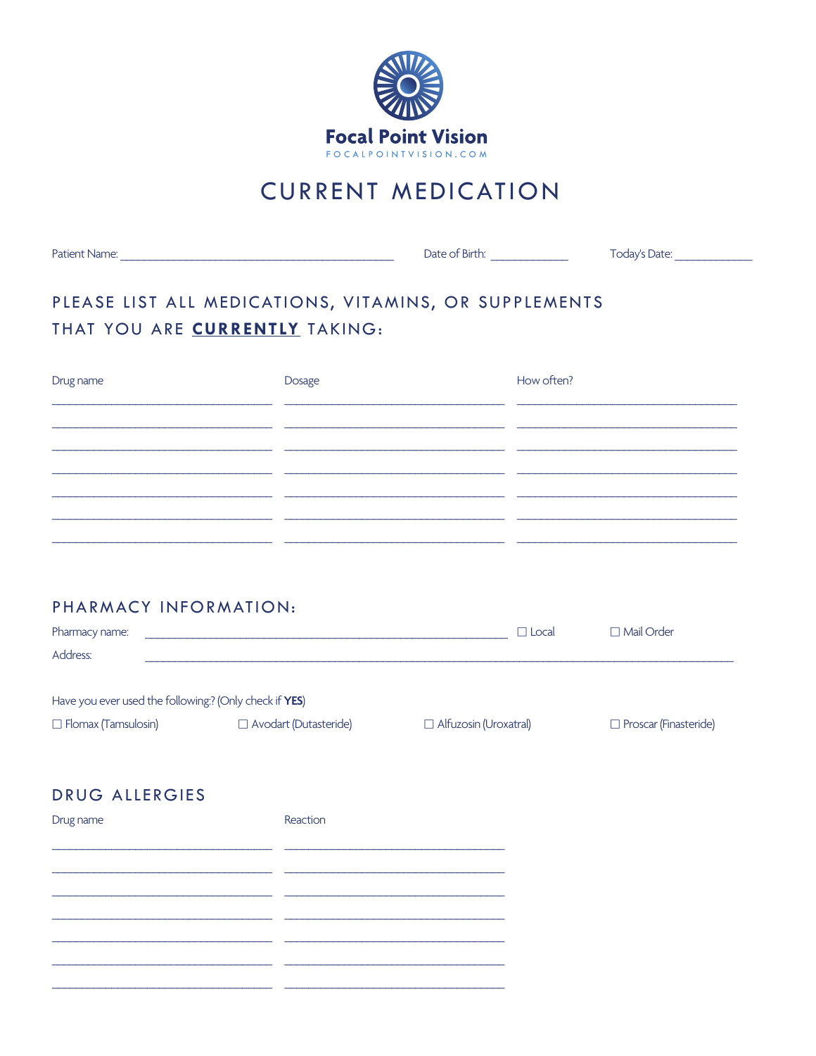**Focal Point Vision**

FOCALPOINTVISION.COM

# CURRENT MEDICATION

Patient Name: ______________________________ Date of Birth: ___________ Today's Date: ___________

## PLEASE LIST ALL MEDICATIONS, VITAMINS, OR SUPPLEMENTS THAT YOU ARE **CURRENTLY** TAKING:

| Drug name | Dosage | How often? |
|---|---|---|
| | | |
| | | |
| | | |
| | | |
| | | |
| | | |
| | | |

## PHARMACY INFORMATION:

Pharmacy name: ______________________________ ☐ Local ☐ Mail Order

Address: ______________________________

Have you ever used the following:? (Only check if **YES**)

☐ Flomax (Tamsulosin) ☐ Avodart (Dutasteride) ☐ Alfuzosin (Uroxatral) ☐ Proscar (Finasteride)

## DRUG ALLERGIES

| Drug name | Reaction |
|---|---|
| | |
| | |
| | |
| | |
| | |
| | |
| | |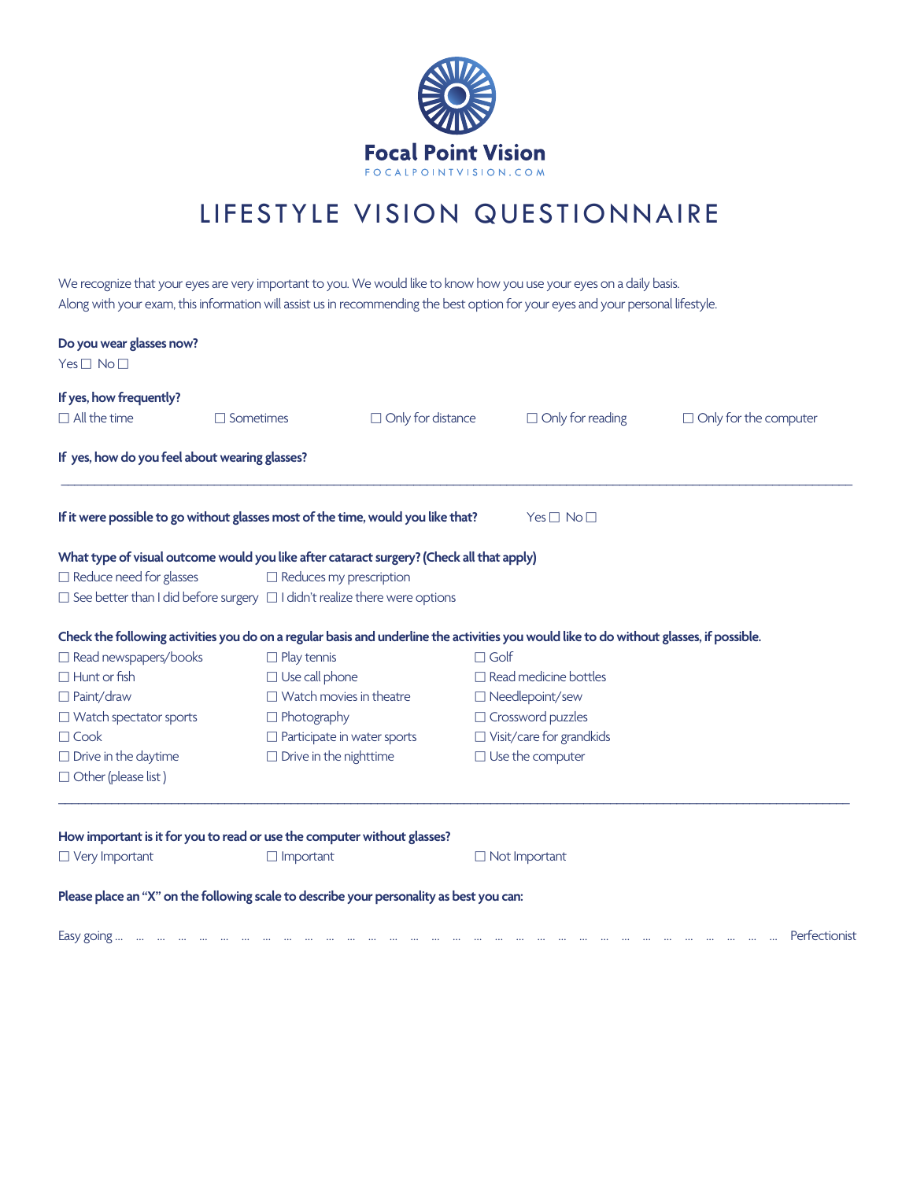# Focal Point Vision

FOCALPOINTVISION.COM

## LIFESTYLE VISION QUESTIONNAIRE

We recognize that your eyes are very important to you. We would like to know how you use your eyes on a daily basis.
Along with your exam, this information will assist us in recommending the best option for your eyes and your personal lifestyle.

**Do you wear glasses now?**

Yes ☐ No ☐

**If yes, how frequently?**

☐ All the time ☐ Sometimes ☐ Only for distance ☐ Only for reading ☐ Only for the computer

**If yes, how do you feel about wearing glasses?**

______________________________________________________________________________

**If it were possible to go without glasses most of the time, would you like that?** Yes ☐ No ☐

**What type of visual outcome would you like after cataract surgery? (Check all that apply)**

☐ Reduce need for glasses ☐ Reduces my prescription
☐ See better than I did before surgery ☐ I didn't realize there were options

**Check the following activities you do on a regular basis and underline the activities you would like to do without glasses, if possible.**

| | | |
|---|---|---|
| ☐ Read newspapers/books | ☐ Play tennis | ☐ Golf |
| ☐ Hunt or fish | ☐ Use call phone | ☐ Read medicine bottles |
| ☐ Paint/draw | ☐ Watch movies in theatre | ☐ Needlepoint/sew |
| ☐ Watch spectator sports | ☐ Photography | ☐ Crossword puzzles |
| ☐ Cook | ☐ Participate in water sports | ☐ Visit/care for grandkids |
| ☐ Drive in the daytime | ☐ Drive in the nighttime | ☐ Use the computer |
| ☐ Other (please list ) | | |

______________________________________________________________________________

**How important is it for you to read or use the computer without glasses?**

☐ Very Important ☐ Important ☐ Not Important

**Please place an "X" on the following scale to describe your personality as best you can:**

Easy going ... ... ... ... ... ... ... ... ... ... ... ... ... ... ... ... ... ... ... ... ... ... ... ... ... ... ... ... ... ... ... ... ... Perfectionist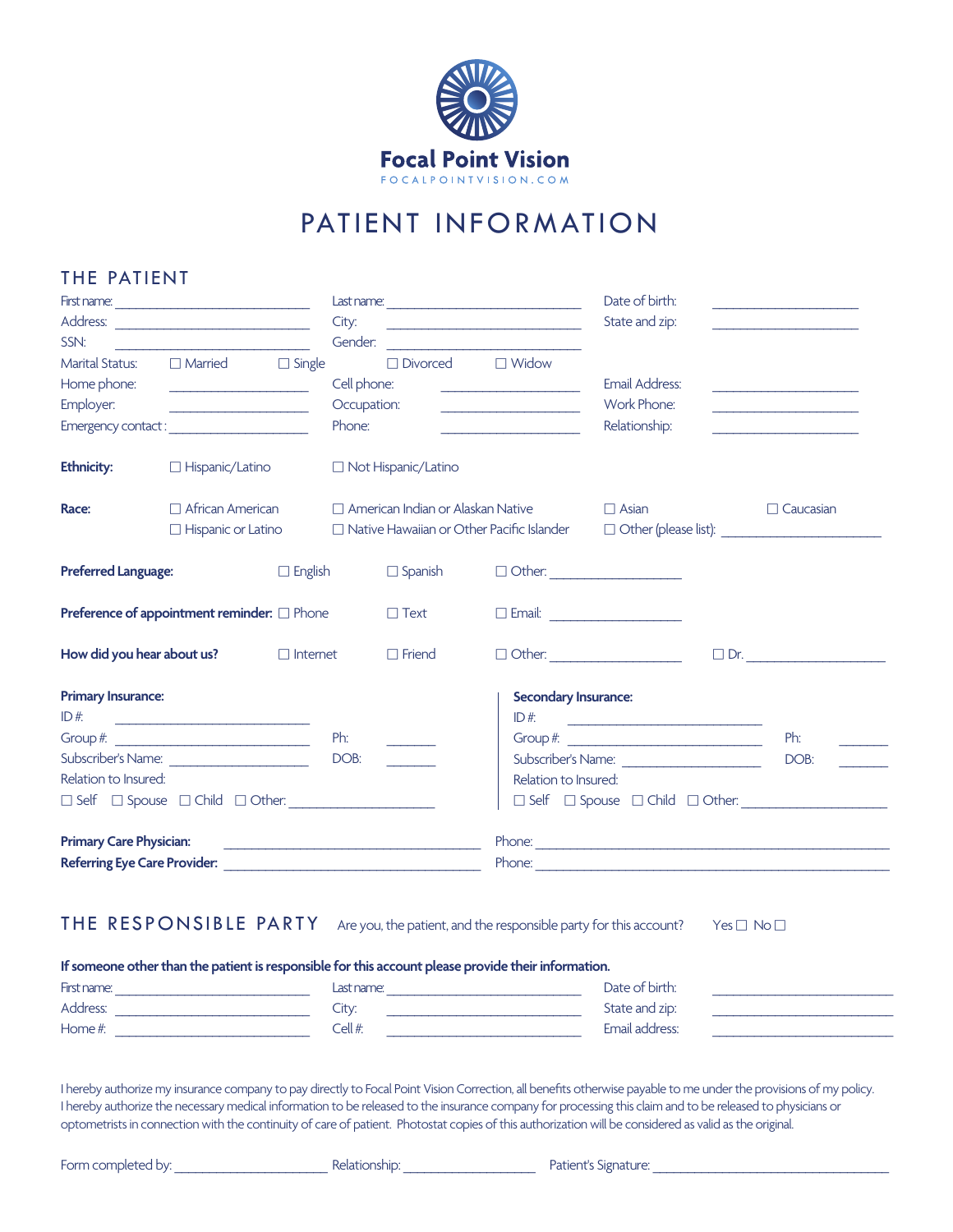# Focal Point Vision

FOCALPOINTVISION.COM

# PATIENT INFORMATION

## THE PATIENT

First name: ____________________ Last name: ____________________ Date of birth: ________________

Address: ____________________ City: ____________________ State and zip: ________________

SSN: ____________________ Gender: ____________________

Marital Status: ☐ Married ☐ Single ☐ Divorced ☐ Widow

Home phone: ________________ Cell phone: ________________ Email Address: ________________

Employer: ________________ Occupation: ________________ Work Phone: ________________

Emergency contact : ________________ Phone: ________________ Relationship: ________________

**Ethnicity:** ☐ Hispanic/Latino ☐ Not Hispanic/Latino

**Race:** ☐ African American ☐ American Indian or Alaskan Native ☐ Asian ☐ Caucasian
☐ Hispanic or Latino ☐ Native Hawaiian or Other Pacific Islander ☐ Other (please list): ____________________

**Preferred Language:** ☐ English ☐ Spanish ☐ Other: ________________

**Preference of appointment reminder:** ☐ Phone ☐ Text ☐ Email: ________________

**How did you hear about us?** ☐ Internet ☐ Friend ☐ Other: ________________ ☐ Dr. ________________

**Primary Insurance:**

ID #: ____________________

Group #: ____________________ Ph: ______

Subscriber's Name: ________________ DOB: ______

Relation to Insured:

☐ Self ☐ Spouse ☐ Child ☐ Other: ________________

**Secondary Insurance:**

ID #: ____________________

Group #: ____________________ Ph: ______

Subscriber's Name: ________________ DOB: ______

Relation to Insured:

☐ Self ☐ Spouse ☐ Child ☐ Other: ________________

**Primary Care Physician:** ________________________ Phone: ________________________

**Referring Eye Care Provider:** ________________________ Phone: ________________________

## THE RESPONSIBLE PARTY

Are you, the patient, and the responsible party for this account? Yes ☐ No ☐

**If someone other than the patient is responsible for this account please provide their information.**

First name: ____________________ Last name: ____________________ Date of birth: ________________

Address: ____________________ City: ____________________ State and zip: ________________

Home #: ____________________ Cell #: ____________________ Email address: ________________

I hereby authorize my insurance company to pay directly to Focal Point Vision Correction, all benefits otherwise payable to me under the provisions of my policy. I hereby authorize the necessary medical information to be released to the insurance company for processing this claim and to be released to physicians or optometrists in connection with the continuity of care of patient. Photostat copies of this authorization will be considered as valid as the original.

Form completed by: ________________ Relationship: ________________ Patient's Signature: ________________________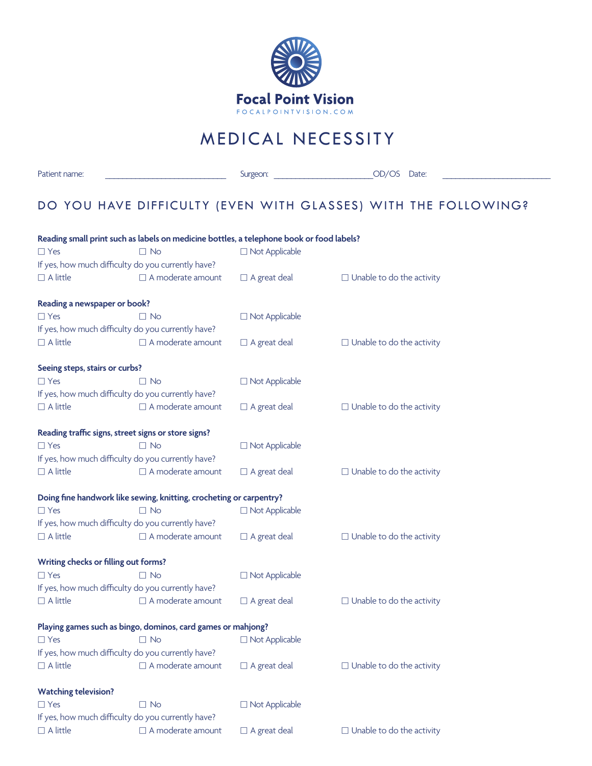**Focal Point Vision**

FOCALPOINTVISION.COM

# MEDICAL NECESSITY

Patient name: ______________________________ Surgeon: ________________________OD/OS Date: ______________________________

## DO YOU HAVE DIFFICULTY (EVEN WITH GLASSES) WITH THE FOLLOWING?

**Reading small print such as labels on medicine bottles, a telephone book or food labels?**

☐ Yes ☐ No ☐ Not Applicable

If yes, how much difficulty do you currently have?

☐ A little ☐ A moderate amount ☐ A great deal ☐ Unable to do the activity

**Reading a newspaper or book?**

☐ Yes ☐ No ☐ Not Applicable

If yes, how much difficulty do you currently have?

☐ A little ☐ A moderate amount ☐ A great deal ☐ Unable to do the activity

**Seeing steps, stairs or curbs?**

☐ Yes ☐ No ☐ Not Applicable

If yes, how much difficulty do you currently have?

☐ A little ☐ A moderate amount ☐ A great deal ☐ Unable to do the activity

**Reading traffic signs, street signs or store signs?**

☐ Yes ☐ No ☐ Not Applicable

If yes, how much difficulty do you currently have?

☐ A little ☐ A moderate amount ☐ A great deal ☐ Unable to do the activity

**Doing fine handwork like sewing, knitting, crocheting or carpentry?**

☐ Yes ☐ No ☐ Not Applicable

If yes, how much difficulty do you currently have?

☐ A little ☐ A moderate amount ☐ A great deal ☐ Unable to do the activity

**Writing checks or filling out forms?**

☐ Yes ☐ No ☐ Not Applicable

If yes, how much difficulty do you currently have?

☐ A little ☐ A moderate amount ☐ A great deal ☐ Unable to do the activity

**Playing games such as bingo, dominos, card games or mahjong?**

☐ Yes ☐ No ☐ Not Applicable

If yes, how much difficulty do you currently have?

☐ A little ☐ A moderate amount ☐ A great deal ☐ Unable to do the activity

**Watching television?**

☐ Yes ☐ No ☐ Not Applicable

If yes, how much difficulty do you currently have?

☐ A little ☐ A moderate amount ☐ A great deal ☐ Unable to do the activity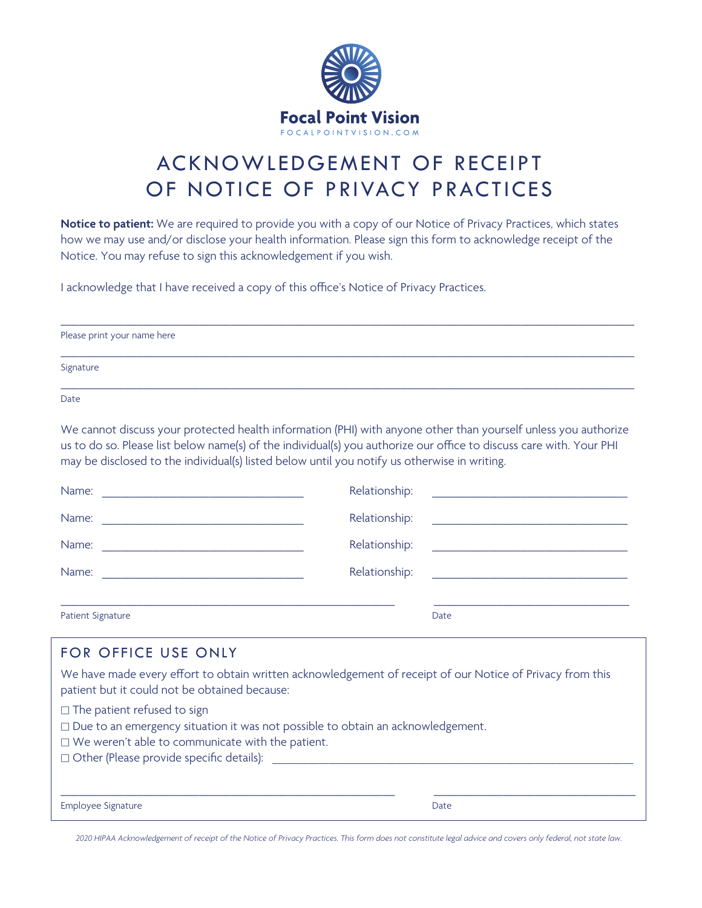**Focal Point Vision**

FOCALPOINTVISION.COM

# ACKNOWLEDGEMENT OF RECEIPT OF NOTICE OF PRIVACY PRACTICES

**Notice to patient:** We are required to provide you with a copy of our Notice of Privacy Practices, which states how we may use and/or disclose your health information. Please sign this form to acknowledge receipt of the Notice. You may refuse to sign this acknowledgement if you wish.

I acknowledge that I have received a copy of this office's Notice of Privacy Practices.

_______________________________________________

Please print your name here

_______________________________________________

Signature

_______________________________________________

Date

We cannot discuss your protected health information (PHI) with anyone other than yourself unless you authorize us to do so. Please list below name(s) of the individual(s) you authorize our office to discuss care with. Your PHI may be disclosed to the individual(s) listed below until you notify us otherwise in writing.

Name: ____________________ Relationship: ____________________

Name: ____________________ Relationship: ____________________

Name: ____________________ Relationship: ____________________

Name: ____________________ Relationship: ____________________

____________________________ ____________________

Patient Signature Date

## FOR OFFICE USE ONLY

We have made every effort to obtain written acknowledgement of receipt of our Notice of Privacy from this patient but it could not be obtained because:

☐ The patient refused to sign
☐ Due to an emergency situation it was not possible to obtain an acknowledgement.
☐ We weren't able to communicate with the patient.
☐ Other (Please provide specific details): ____________________

____________________________ ____________________

Employee Signature Date

*2020 HIPAA Acknowledgement of receipt of the Notice of Privacy Practices. This form does not constitute legal advice and covers only federal, not state law.*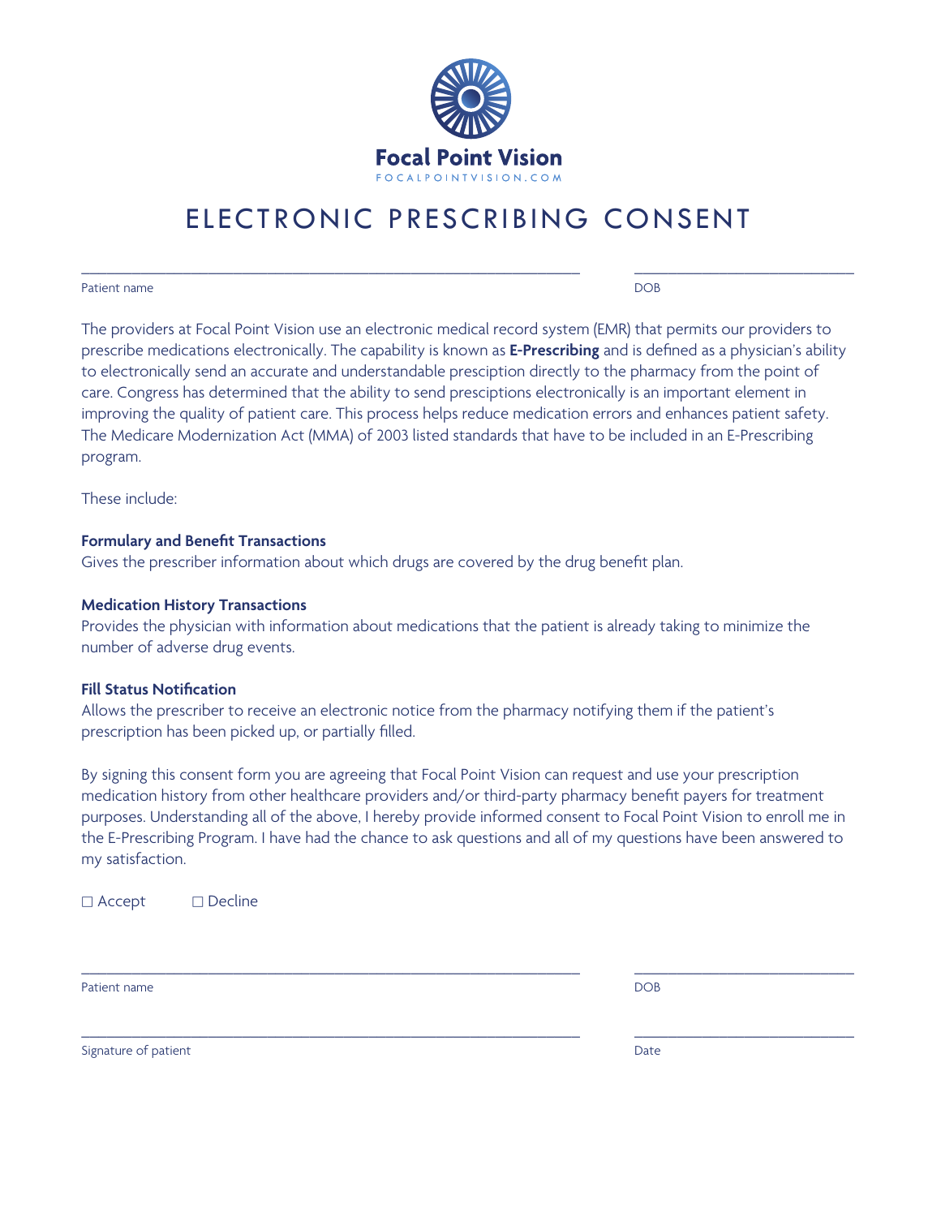Focal Point Vision

FOCALPOINTVISION.COM

# ELECTRONIC PRESCRIBING CONSENT

\_\_\_\_\_\_\_\_\_\_\_\_\_\_\_\_\_\_\_\_\_\_\_\_\_\_\_\_\_\_\_\_\_\_\_\_\_\_\_\_\_\_\_\_\_\_\_\_\_\_\_\_ \_\_\_\_\_\_\_\_\_\_\_\_\_\_\_\_\_\_\_\_\_\_\_\_

Patient name DOB

The providers at Focal Point Vision use an electronic medical record system (EMR) that permits our providers to prescribe medications electronically. The capability is known as **E-Prescribing** and is defined as a physician's ability to electronically send an accurate and understandable presciption directly to the pharmacy from the point of care. Congress has determined that the ability to send presciptions electronically is an important element in improving the quality of patient care. This process helps reduce medication errors and enhances patient safety. The Medicare Modernization Act (MMA) of 2003 listed standards that have to be included in an E-Prescribing program.

These include:

**Formulary and Benefit Transactions**
Gives the prescriber information about which drugs are covered by the drug benefit plan.

**Medication History Transactions**
Provides the physician with information about medications that the patient is already taking to minimize the number of adverse drug events.

**Fill Status Notification**
Allows the prescriber to receive an electronic notice from the pharmacy notifying them if the patient's prescription has been picked up, or partially filled.

By signing this consent form you are agreeing that Focal Point Vision can request and use your prescription medication history from other healthcare providers and/or third-party pharmacy benefit payers for treatment purposes. Understanding all of the above, I hereby provide informed consent to Focal Point Vision to enroll me in the E-Prescribing Program. I have had the chance to ask questions and all of my questions have been answered to my satisfaction.

☐ Accept ☐ Decline

\_\_\_\_\_\_\_\_\_\_\_\_\_\_\_\_\_\_\_\_\_\_\_\_\_\_\_\_\_\_\_\_\_\_\_\_\_\_\_\_\_\_\_\_\_\_\_\_\_\_\_\_ \_\_\_\_\_\_\_\_\_\_\_\_\_\_\_\_\_\_\_\_\_\_\_\_

Patient name DOB

\_\_\_\_\_\_\_\_\_\_\_\_\_\_\_\_\_\_\_\_\_\_\_\_\_\_\_\_\_\_\_\_\_\_\_\_\_\_\_\_\_\_\_\_\_\_\_\_\_\_\_\_ \_\_\_\_\_\_\_\_\_\_\_\_\_\_\_\_\_\_\_\_\_\_\_\_

Signature of patient Date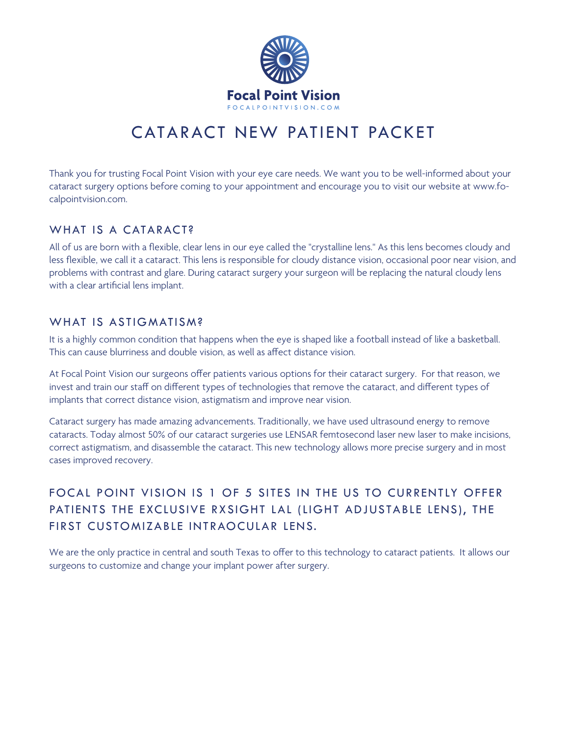Focal Point Vision

FOCALPOINTVISION.COM

# CATARACT NEW PATIENT PACKET

Thank you for trusting Focal Point Vision with your eye care needs. We want you to be well-informed about your cataract surgery options before coming to your appointment and encourage you to visit our website at www.focalpointvision.com.

## WHAT IS A CATARACT?

All of us are born with a flexible, clear lens in our eye called the "crystalline lens." As this lens becomes cloudy and less flexible, we call it a cataract. This lens is responsible for cloudy distance vision, occasional poor near vision, and problems with contrast and glare. During cataract surgery your surgeon will be replacing the natural cloudy lens with a clear artificial lens implant.

## WHAT IS ASTIGMATISM?

It is a highly common condition that happens when the eye is shaped like a football instead of like a basketball. This can cause blurriness and double vision, as well as affect distance vision.

At Focal Point Vision our surgeons offer patients various options for their cataract surgery. For that reason, we invest and train our staff on different types of technologies that remove the cataract, and different types of implants that correct distance vision, astigmatism and improve near vision.

Cataract surgery has made amazing advancements. Traditionally, we have used ultrasound energy to remove cataracts. Today almost 50% of our cataract surgeries use LENSAR femtosecond laser new laser to make incisions, correct astigmatism, and disassemble the cataract. This new technology allows more precise surgery and in most cases improved recovery.

## FOCAL POINT VISION IS 1 OF 5 SITES IN THE US TO CURRENTLY OFFER PATIENTS THE EXCLUSIVE RXSIGHT LAL (LIGHT ADJUSTABLE LENS), THE FIRST CUSTOMIZABLE INTRAOCULAR LENS.

We are the only practice in central and south Texas to offer to this technology to cataract patients. It allows our surgeons to customize and change your implant power after surgery.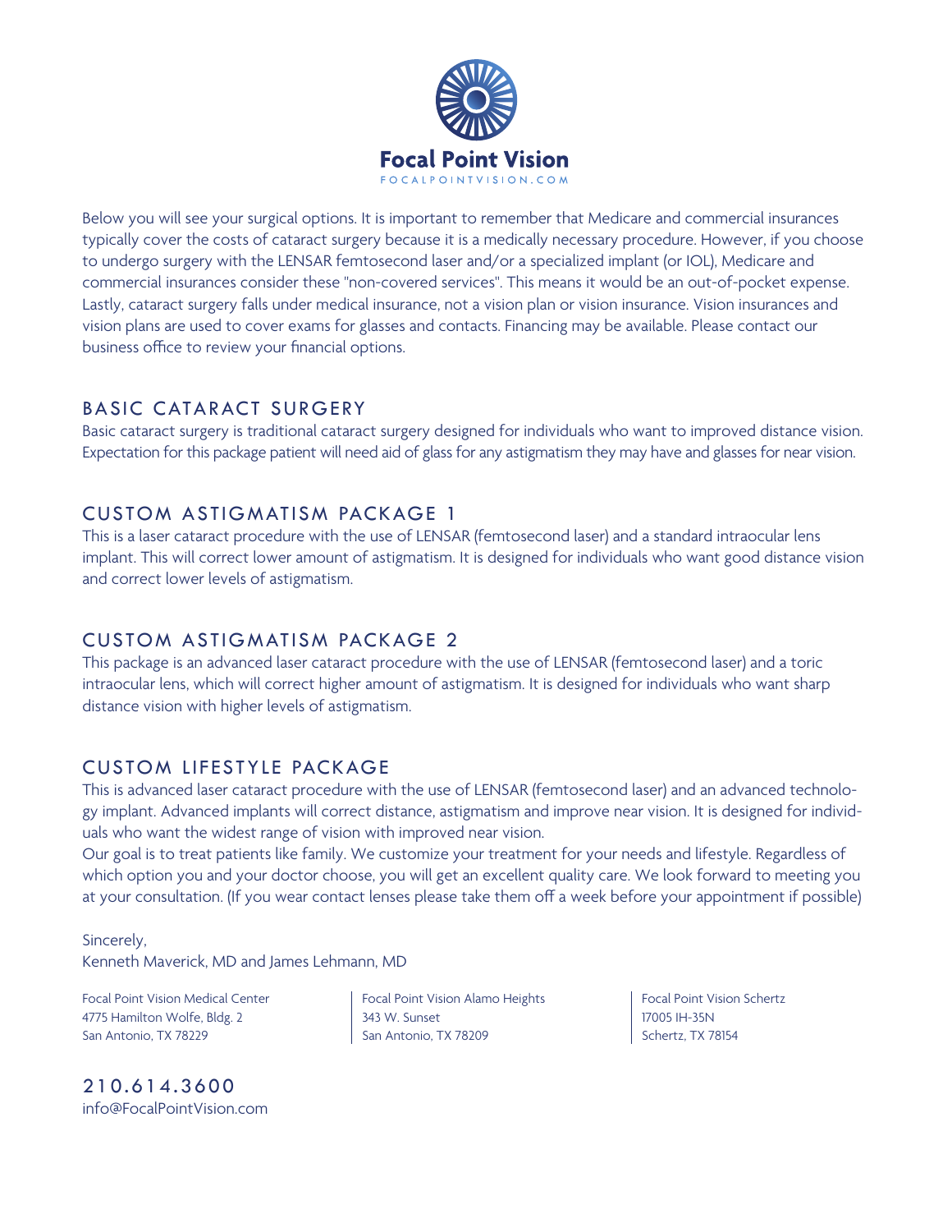# Focal Point Vision

FOCALPOINTVISION.COM

Below you will see your surgical options. It is important to remember that Medicare and commercial insurances typically cover the costs of cataract surgery because it is a medically necessary procedure. However, if you choose to undergo surgery with the LENSAR femtosecond laser and/or a specialized implant (or IOL), Medicare and commercial insurances consider these "non-covered services". This means it would be an out-of-pocket expense. Lastly, cataract surgery falls under medical insurance, not a vision plan or vision insurance. Vision insurances and vision plans are used to cover exams for glasses and contacts. Financing may be available. Please contact our business office to review your financial options.

## BASIC CATARACT SURGERY

Basic cataract surgery is traditional cataract surgery designed for individuals who want to improved distance vision. Expectation for this package patient will need aid of glass for any astigmatism they may have and glasses for near vision.

## CUSTOM ASTIGMATISM PACKAGE 1

This is a laser cataract procedure with the use of LENSAR (femtosecond laser) and a standard intraocular lens implant. This will correct lower amount of astigmatism. It is designed for individuals who want good distance vision and correct lower levels of astigmatism.

## CUSTOM ASTIGMATISM PACKAGE 2

This package is an advanced laser cataract procedure with the use of LENSAR (femtosecond laser) and a toric intraocular lens, which will correct higher amount of astigmatism. It is designed for individuals who want sharp distance vision with higher levels of astigmatism.

## CUSTOM LIFESTYLE PACKAGE

This is advanced laser cataract procedure with the use of LENSAR (femtosecond laser) and an advanced technology implant. Advanced implants will correct distance, astigmatism and improve near vision. It is designed for individuals who want the widest range of vision with improved near vision.

Our goal is to treat patients like family. We customize your treatment for your needs and lifestyle. Regardless of which option you and your doctor choose, you will get an excellent quality care. We look forward to meeting you at your consultation. (If you wear contact lenses please take them off a week before your appointment if possible)

Sincerely,
Kenneth Maverick, MD and James Lehmann, MD

Focal Point Vision Medical Center
4775 Hamilton Wolfe, Bldg. 2
San Antonio, TX 78229

Focal Point Vision Alamo Heights
343 W. Sunset
San Antonio, TX 78209

Focal Point Vision Schertz
17005 IH-35N
Schertz, TX 78154

210.614.3600
info@FocalPointVision.com